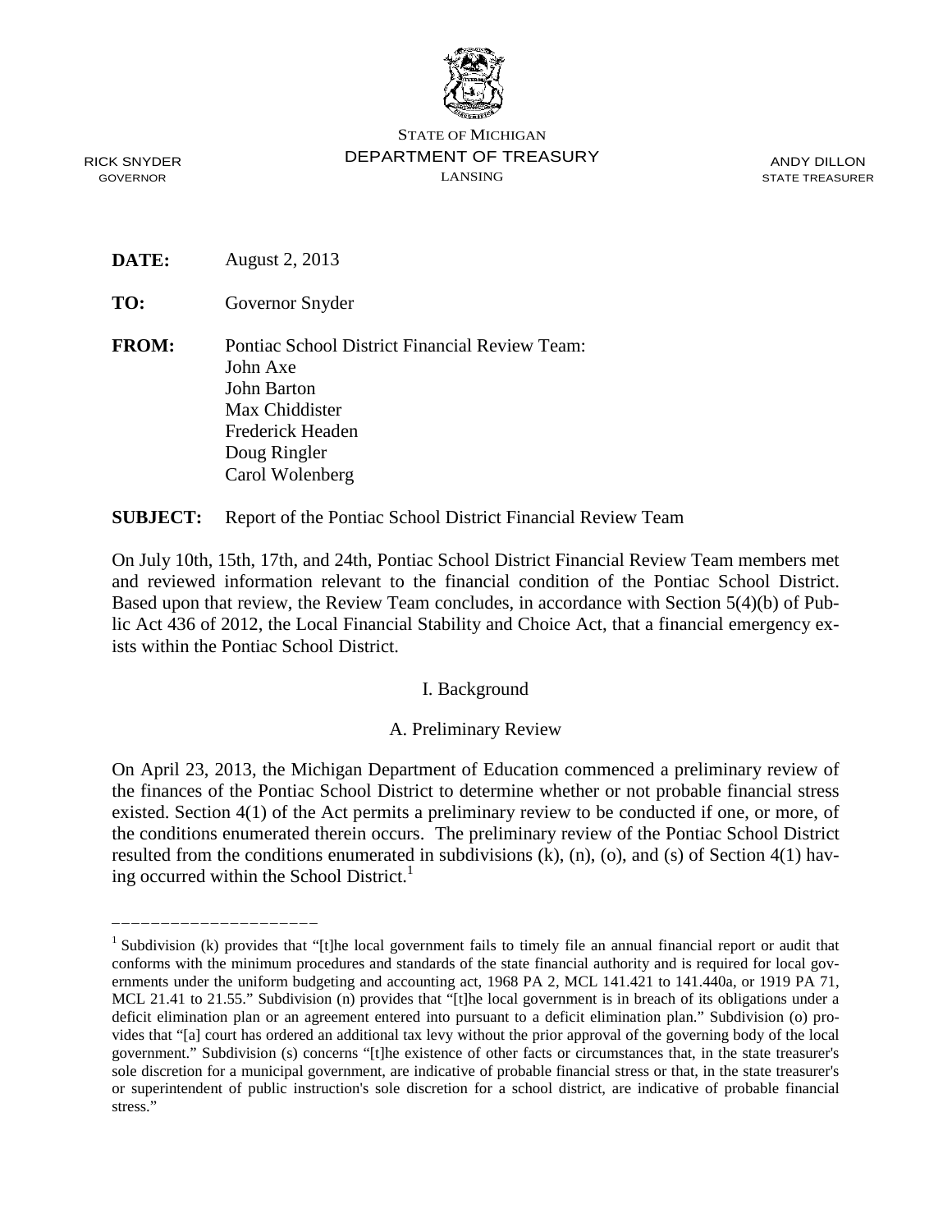STATE OF MICHIGAN
DEPARTMENT OF TREASURY
LANSING

RICK SNYDER
GOVERNOR

ANDY DILLON
STATE TREASURER

**DATE:** August 2, 2013

**TO:** Governor Snyder

**FROM:** Pontiac School District Financial Review Team:
John Axe
John Barton
Max Chiddister
Frederick Headen
Doug Ringler
Carol Wolenberg

**SUBJECT:** Report of the Pontiac School District Financial Review Team

On July 10th, 15th, 17th, and 24th, Pontiac School District Financial Review Team members met and reviewed information relevant to the financial condition of the Pontiac School District. Based upon that review, the Review Team concludes, in accordance with Section 5(4)(b) of Public Act 436 of 2012, the Local Financial Stability and Choice Act, that a financial emergency exists within the Pontiac School District.

## I. Background

### A. Preliminary Review

On April 23, 2013, the Michigan Department of Education commenced a preliminary review of the finances of the Pontiac School District to determine whether or not probable financial stress existed. Section 4(1) of the Act permits a preliminary review to be conducted if one, or more, of the conditions enumerated therein occurs. The preliminary review of the Pontiac School District resulted from the conditions enumerated in subdivisions (k), (n), (o), and (s) of Section 4(1) having occurred within the School District.[1]

---

[1] Subdivision (k) provides that "[t]he local government fails to timely file an annual financial report or audit that conforms with the minimum procedures and standards of the state financial authority and is required for local governments under the uniform budgeting and accounting act, 1968 PA 2, MCL 141.421 to 141.440a, or 1919 PA 71, MCL 21.41 to 21.55." Subdivision (n) provides that "[t]he local government is in breach of its obligations under a deficit elimination plan or an agreement entered into pursuant to a deficit elimination plan." Subdivision (o) provides that "[a] court has ordered an additional tax levy without the prior approval of the governing body of the local government." Subdivision (s) concerns "[t]he existence of other facts or circumstances that, in the state treasurer's sole discretion for a municipal government, are indicative of probable financial stress or that, in the state treasurer's or superintendent of public instruction's sole discretion for a school district, are indicative of probable financial stress."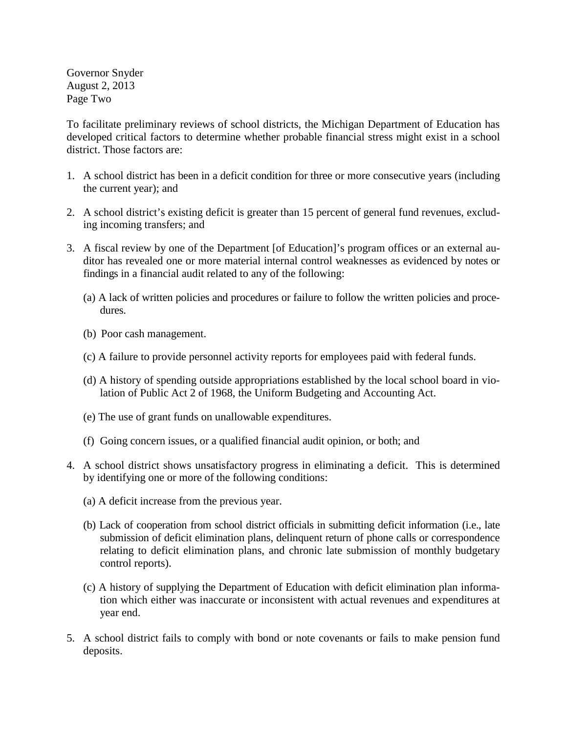Governor Snyder
August 2, 2013
Page Two

To facilitate preliminary reviews of school districts, the Michigan Department of Education has developed critical factors to determine whether probable financial stress might exist in a school district. Those factors are:

1. A school district has been in a deficit condition for three or more consecutive years (including the current year); and

2. A school district's existing deficit is greater than 15 percent of general fund revenues, excluding incoming transfers; and

3. A fiscal review by one of the Department [of Education]'s program offices or an external auditor has revealed one or more material internal control weaknesses as evidenced by notes or findings in a financial audit related to any of the following:

   (a) A lack of written policies and procedures or failure to follow the written policies and procedures.

   (b) Poor cash management.

   (c) A failure to provide personnel activity reports for employees paid with federal funds.

   (d) A history of spending outside appropriations established by the local school board in violation of Public Act 2 of 1968, the Uniform Budgeting and Accounting Act.

   (e) The use of grant funds on unallowable expenditures.

   (f) Going concern issues, or a qualified financial audit opinion, or both; and

4. A school district shows unsatisfactory progress in eliminating a deficit. This is determined by identifying one or more of the following conditions:

   (a) A deficit increase from the previous year.

   (b) Lack of cooperation from school district officials in submitting deficit information (i.e., late submission of deficit elimination plans, delinquent return of phone calls or correspondence relating to deficit elimination plans, and chronic late submission of monthly budgetary control reports).

   (c) A history of supplying the Department of Education with deficit elimination plan information which either was inaccurate or inconsistent with actual revenues and expenditures at year end.

5. A school district fails to comply with bond or note covenants or fails to make pension fund deposits.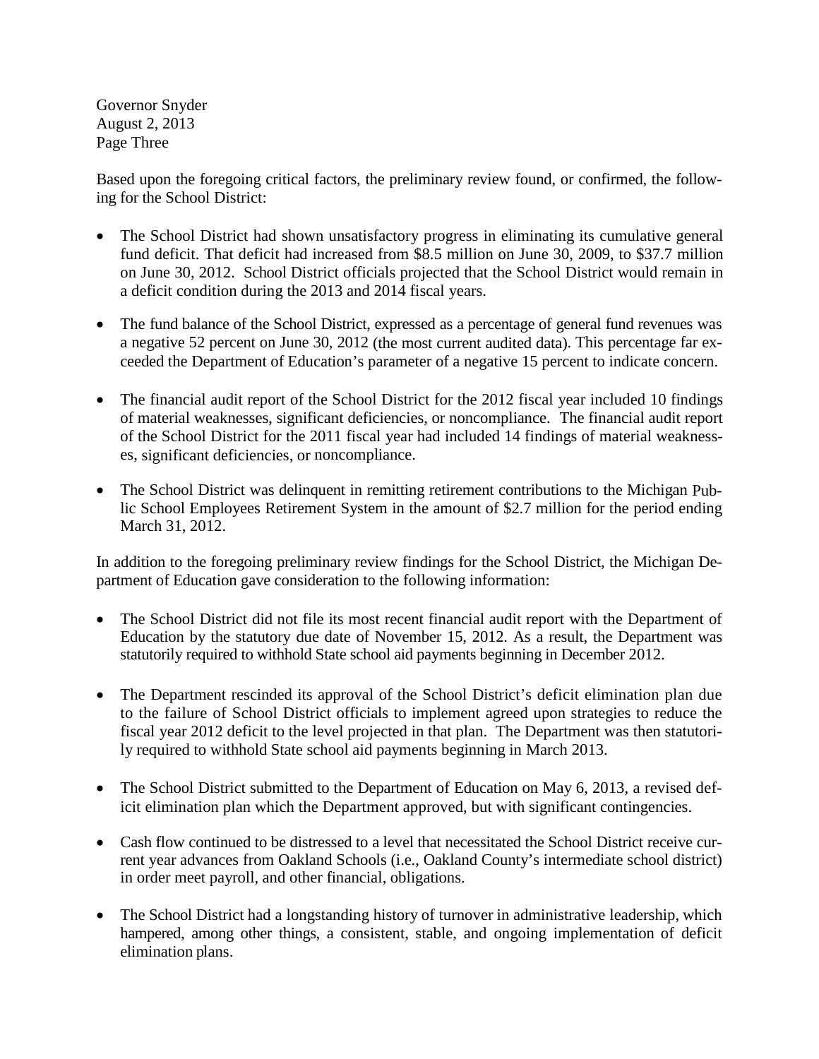Based upon the foregoing critical factors, the preliminary review found, or confirmed, the following for the School District:

- The School District had shown unsatisfactory progress in eliminating its cumulative general fund deficit. That deficit had increased from \$8.5 million on June 30, 2009, to \$37.7 million on June 30, 2012. School District officials projected that the School District would remain in a deficit condition during the 2013 and 2014 fiscal years.
- The fund balance of the School District, expressed as a percentage of general fund revenues was a negative 52 percent on June 30, 2012 (the most current audited data). This percentage far exceeded the Department of Education's parameter of a negative 15 percent to indicate concern.
- The financial audit report of the School District for the 2012 fiscal year included 10 findings of material weaknesses, significant deficiencies, or noncompliance. The financial audit report of the School District for the 2011 fiscal year had included 14 findings of material weaknesses, significant deficiencies, or noncompliance.
- The School District was delinquent in remitting retirement contributions to the Michigan Public School Employees Retirement System in the amount of \$2.7 million for the period ending March 31, 2012.

In addition to the foregoing preliminary review findings for the School District, the Michigan Department of Education gave consideration to the following information:

- The School District did not file its most recent financial audit report with the Department of Education by the statutory due date of November 15, 2012. As a result, the Department was statutorily required to withhold State school aid payments beginning in December 2012.
- The Department rescinded its approval of the School District's deficit elimination plan due to the failure of School District officials to implement agreed upon strategies to reduce the fiscal year 2012 deficit to the level projected in that plan. The Department was then statutorily required to withhold State school aid payments beginning in March 2013.
- The School District submitted to the Department of Education on May 6, 2013, a revised deficit elimination plan which the Department approved, but with significant contingencies.
- Cash flow continued to be distressed to a level that necessitated the School District receive current year advances from Oakland Schools (i.e., Oakland County's intermediate school district) in order meet payroll, and other financial, obligations.
- The School District had a longstanding history of turnover in administrative leadership, which hampered, among other things, a consistent, stable, and ongoing implementation of deficit elimination plans.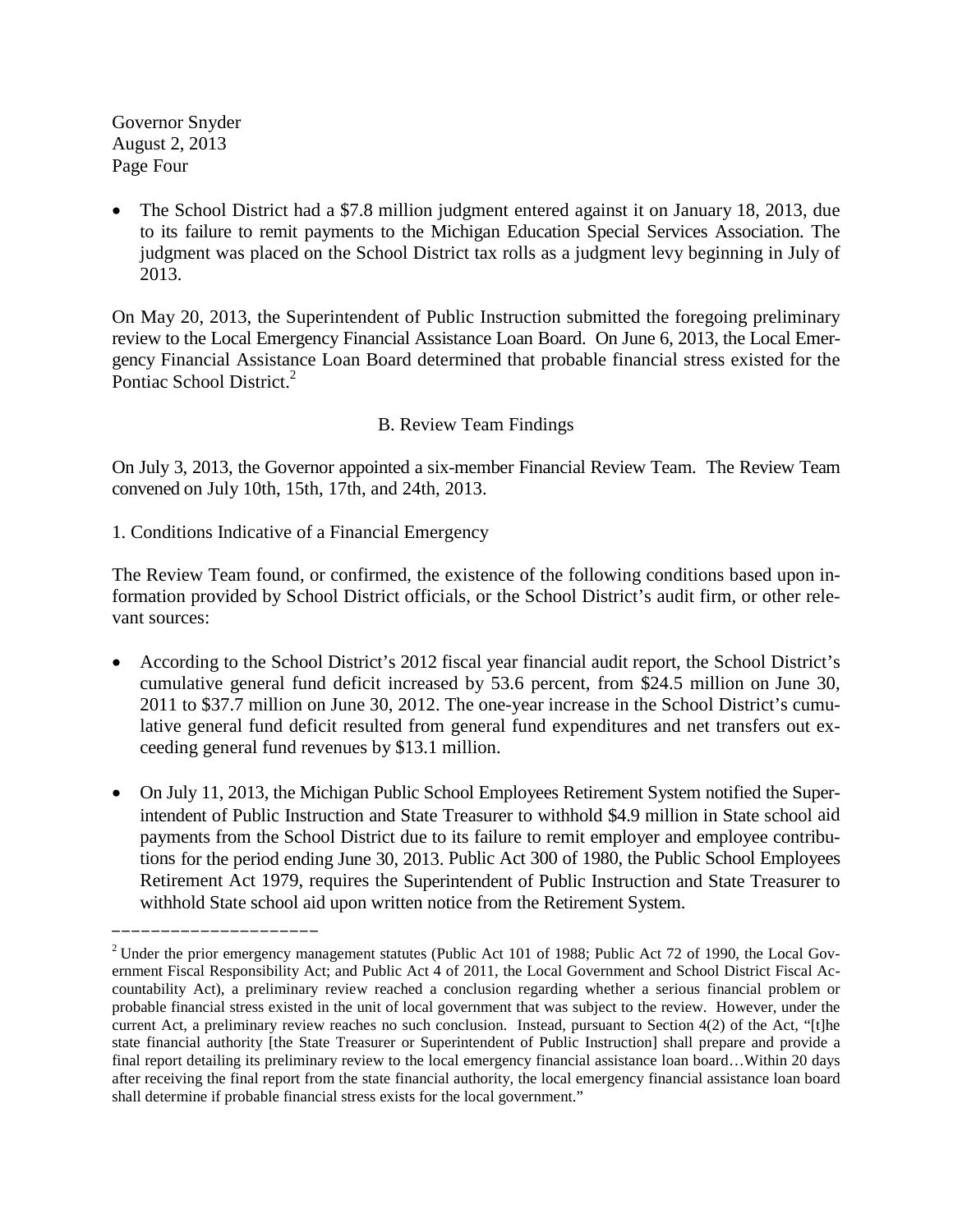- The School District had a $7.8 million judgment entered against it on January 18, 2013, due to its failure to remit payments to the Michigan Education Special Services Association. The judgment was placed on the School District tax rolls as a judgment levy beginning in July of 2013.

On May 20, 2013, the Superintendent of Public Instruction submitted the foregoing preliminary review to the Local Emergency Financial Assistance Loan Board. On June 6, 2013, the Local Emergency Financial Assistance Loan Board determined that probable financial stress existed for the Pontiac School District.[2]

B. Review Team Findings

On July 3, 2013, the Governor appointed a six-member Financial Review Team. The Review Team convened on July 10th, 15th, 17th, and 24th, 2013.

1. Conditions Indicative of a Financial Emergency

The Review Team found, or confirmed, the existence of the following conditions based upon information provided by School District officials, or the School District's audit firm, or other relevant sources:

- According to the School District's 2012 fiscal year financial audit report, the School District's cumulative general fund deficit increased by 53.6 percent, from $24.5 million on June 30, 2011 to $37.7 million on June 30, 2012. The one-year increase in the School District's cumulative general fund deficit resulted from general fund expenditures and net transfers out exceeding general fund revenues by $13.1 million.

- On July 11, 2013, the Michigan Public School Employees Retirement System notified the Superintendent of Public Instruction and State Treasurer to withhold $4.9 million in State school aid payments from the School District due to its failure to remit employer and employee contributions for the period ending June 30, 2013. Public Act 300 of 1980, the Public School Employees Retirement Act 1979, requires the Superintendent of Public Instruction and State Treasurer to withhold State school aid upon written notice from the Retirement System.

---

[2] Under the prior emergency management statutes (Public Act 101 of 1988; Public Act 72 of 1990, the Local Government Fiscal Responsibility Act; and Public Act 4 of 2011, the Local Government and School District Fiscal Accountability Act), a preliminary review reached a conclusion regarding whether a serious financial problem or probable financial stress existed in the unit of local government that was subject to the review. However, under the current Act, a preliminary review reaches no such conclusion. Instead, pursuant to Section 4(2) of the Act, "[t]he state financial authority [the State Treasurer or Superintendent of Public Instruction] shall prepare and provide a final report detailing its preliminary review to the local emergency financial assistance loan board…Within 20 days after receiving the final report from the state financial authority, the local emergency financial assistance loan board shall determine if probable financial stress exists for the local government."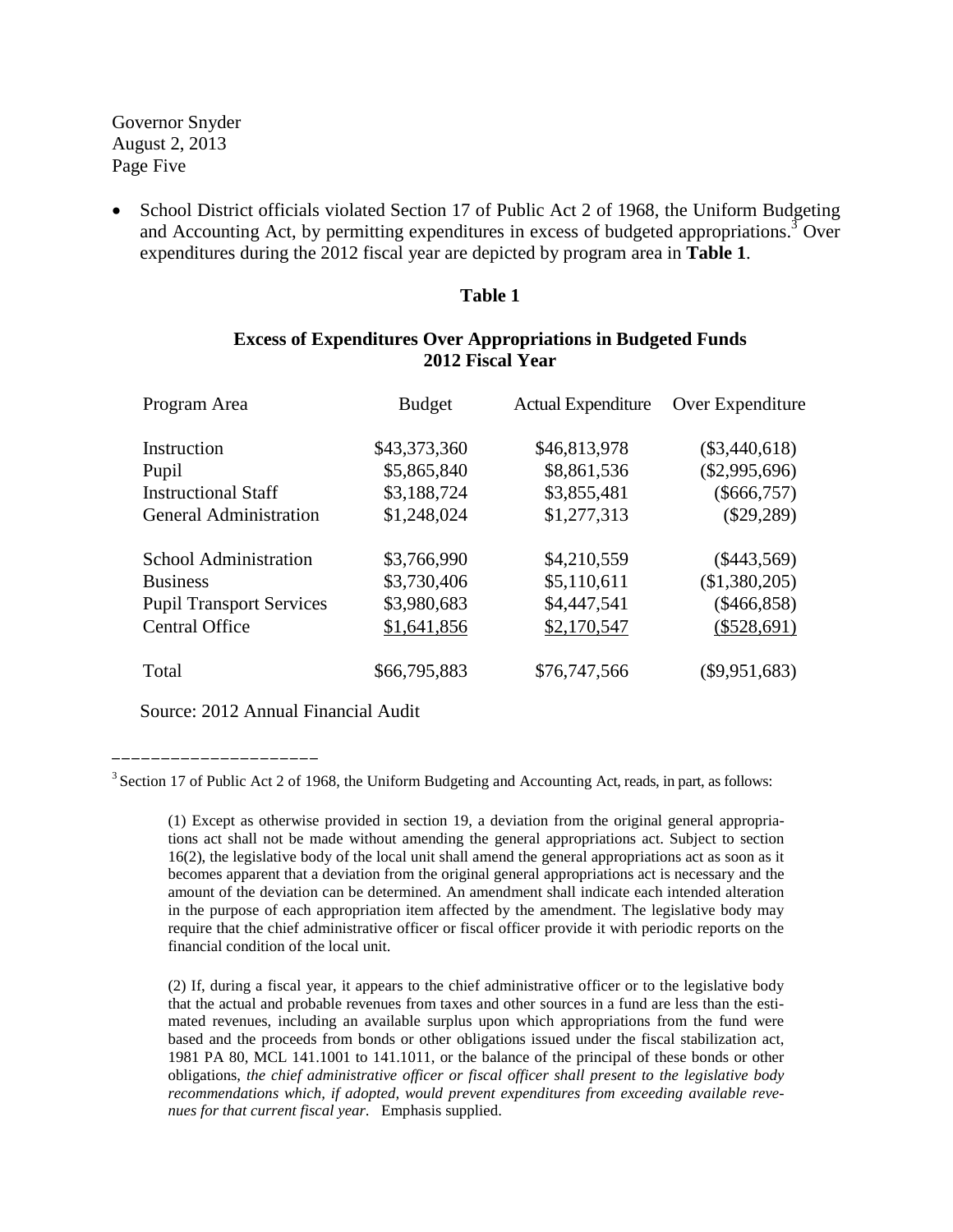Governor Snyder
August 2, 2013

- School District officials violated Section 17 of Public Act 2 of 1968, the Uniform Budgeting and Accounting Act, by permitting expenditures in excess of budgeted appropriations.[3] Over expenditures during the 2012 fiscal year are depicted by program area in **Table 1**.

**Table 1**

**Excess of Expenditures Over Appropriations in Budgeted Funds**
**2012 Fiscal Year**

| Program Area | Budget | Actual Expenditure | Over Expenditure |
|---|---|---|---|
| Instruction | $43,373,360 | $46,813,978 | ($3,440,618) |
| Pupil | $5,865,840 | $8,861,536 | ($2,995,696) |
| Instructional Staff | $3,188,724 | $3,855,481 | ($666,757) |
| General Administration | $1,248,024 | $1,277,313 | ($29,289) |
| School Administration | $3,766,990 | $4,210,559 | ($443,569) |
| Business | $3,730,406 | $5,110,611 | ($1,380,205) |
| Pupil Transport Services | $3,980,683 | $4,447,541 | ($466,858) |
| Central Office | $1,641,856 | $2,170,547 | ($528,691) |
| Total | $66,795,883 | $76,747,566 | ($9,951,683) |

Source: 2012 Annual Financial Audit

---

[3] Section 17 of Public Act 2 of 1968, the Uniform Budgeting and Accounting Act, reads, in part, as follows:

> (1) Except as otherwise provided in section 19, a deviation from the original general appropriations act shall not be made without amending the general appropriations act. Subject to section 16(2), the legislative body of the local unit shall amend the general appropriations act as soon as it becomes apparent that a deviation from the original general appropriations act is necessary and the amount of the deviation can be determined. An amendment shall indicate each intended alteration in the purpose of each appropriation item affected by the amendment. The legislative body may require that the chief administrative officer or fiscal officer provide it with periodic reports on the financial condition of the local unit.
>
> (2) If, during a fiscal year, it appears to the chief administrative officer or to the legislative body that the actual and probable revenues from taxes and other sources in a fund are less than the estimated revenues, including an available surplus upon which appropriations from the fund were based and the proceeds from bonds or other obligations issued under the fiscal stabilization act, 1981 PA 80, MCL 141.1001 to 141.1011, or the balance of the principal of these bonds or other obligations, *the chief administrative officer or fiscal officer shall present to the legislative body recommendations which, if adopted, would prevent expenditures from exceeding available revenues for that current fiscal year*. Emphasis supplied.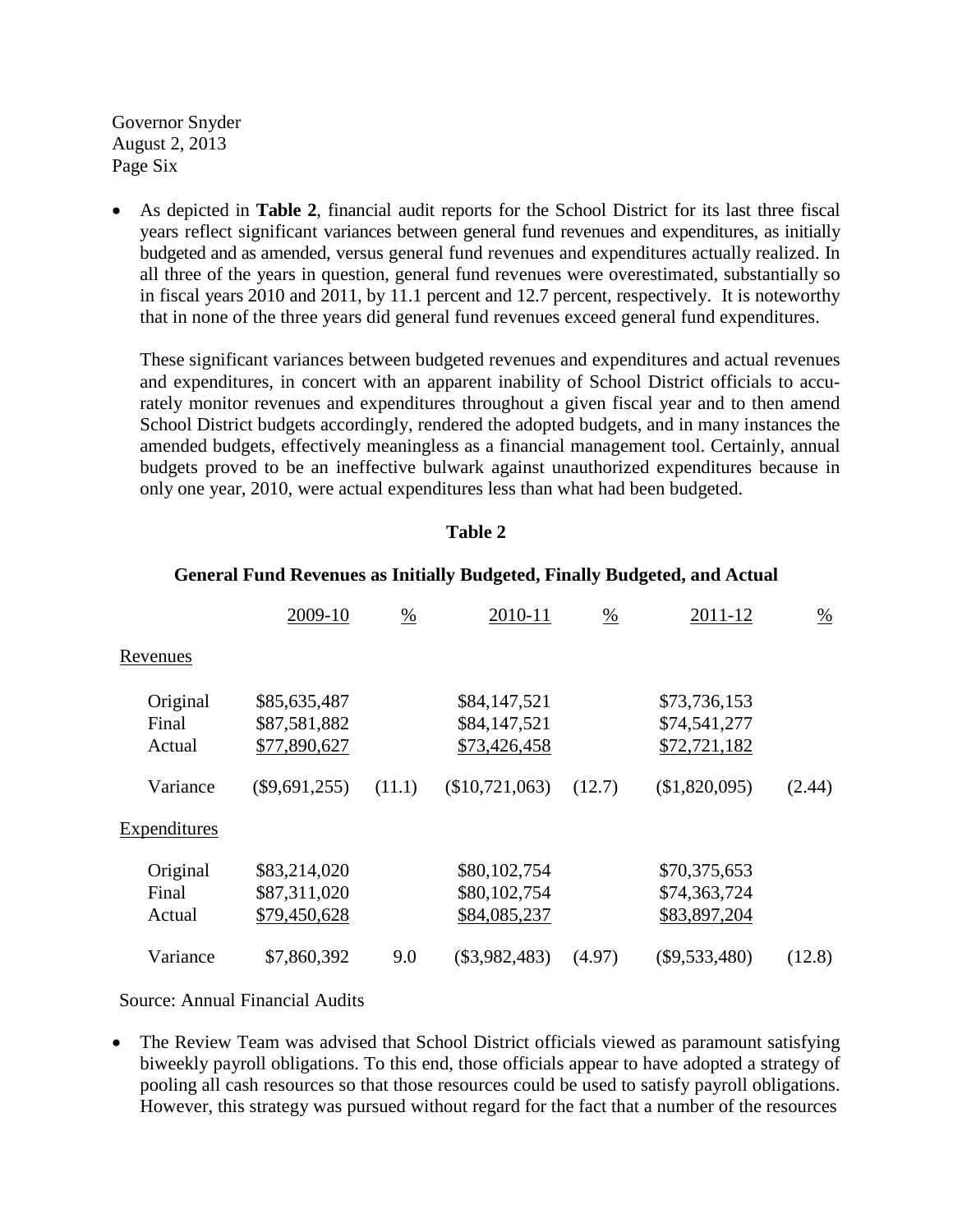Governor Snyder
August 2, 2013
Page Six

- As depicted in **Table 2**, financial audit reports for the School District for its last three fiscal years reflect significant variances between general fund revenues and expenditures, as initially budgeted and as amended, versus general fund revenues and expenditures actually realized. In all three of the years in question, general fund revenues were overestimated, substantially so in fiscal years 2010 and 2011, by 11.1 percent and 12.7 percent, respectively. It is noteworthy that in none of the three years did general fund revenues exceed general fund expenditures.

  These significant variances between budgeted revenues and expenditures and actual revenues and expenditures, in concert with an apparent inability of School District officials to accurately monitor revenues and expenditures throughout a given fiscal year and to then amend School District budgets accordingly, rendered the adopted budgets, and in many instances the amended budgets, effectively meaningless as a financial management tool. Certainly, annual budgets proved to be an ineffective bulwark against unauthorized expenditures because in only one year, 2010, were actual expenditures less than what had been budgeted.

**Table 2**

**General Fund Revenues as Initially Budgeted, Finally Budgeted, and Actual**

| | 2009-10 | % | 2010-11 | % | 2011-12 | % |
|---|---|---|---|---|---|---|
| Revenues | | | | | | |
| Original | $85,635,487 | | $84,147,521 | | $73,736,153 | |
| Final | $87,581,882 | | $84,147,521 | | $74,541,277 | |
| Actual | $77,890,627 | | $73,426,458 | | $72,721,182 | |
| Variance | ($9,691,255) | (11.1) | ($10,721,063) | (12.7) | ($1,820,095) | (2.44) |
| Expenditures | | | | | | |
| Original | $83,214,020 | | $80,102,754 | | $70,375,653 | |
| Final | $87,311,020 | | $80,102,754 | | $74,363,724 | |
| Actual | $79,450,628 | | $84,085,237 | | $83,897,204 | |
| Variance | $7,860,392 | 9.0 | ($3,982,483) | (4.97) | ($9,533,480) | (12.8) |

Source: Annual Financial Audits

- The Review Team was advised that School District officials viewed as paramount satisfying biweekly payroll obligations. To this end, those officials appear to have adopted a strategy of pooling all cash resources so that those resources could be used to satisfy payroll obligations. However, this strategy was pursued without regard for the fact that a number of the resources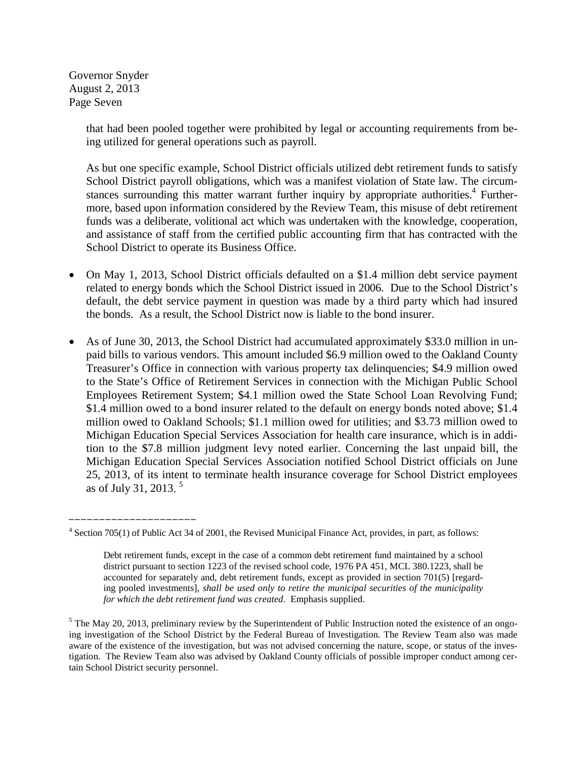that had been pooled together were prohibited by legal or accounting requirements from being utilized for general operations such as payroll.

As but one specific example, School District officials utilized debt retirement funds to satisfy School District payroll obligations, which was a manifest violation of State law. The circumstances surrounding this matter warrant further inquiry by appropriate authorities.[4] Furthermore, based upon information considered by the Review Team, this misuse of debt retirement funds was a deliberate, volitional act which was undertaken with the knowledge, cooperation, and assistance of staff from the certified public accounting firm that has contracted with the School District to operate its Business Office.

- On May 1, 2013, School District officials defaulted on a $1.4 million debt service payment related to energy bonds which the School District issued in 2006. Due to the School District's default, the debt service payment in question was made by a third party which had insured the bonds. As a result, the School District now is liable to the bond insurer.
- As of June 30, 2013, the School District had accumulated approximately $33.0 million in unpaid bills to various vendors. This amount included $6.9 million owed to the Oakland County Treasurer's Office in connection with various property tax delinquencies; $4.9 million owed to the State's Office of Retirement Services in connection with the Michigan Public School Employees Retirement System; $4.1 million owed the State School Loan Revolving Fund; $1.4 million owed to a bond insurer related to the default on energy bonds noted above; $1.4 million owed to Oakland Schools; $1.1 million owed for utilities; and $3.73 million owed to Michigan Education Special Services Association for health care insurance, which is in addition to the $7.8 million judgment levy noted earlier. Concerning the last unpaid bill, the Michigan Education Special Services Association notified School District officials on June 25, 2013, of its intent to terminate health insurance coverage for School District employees as of July 31, 2013.[5]

---

[4] Section 705(1) of Public Act 34 of 2001, the Revised Municipal Finance Act, provides, in part, as follows:

> Debt retirement funds, except in the case of a common debt retirement fund maintained by a school district pursuant to section 1223 of the revised school code, 1976 PA 451, MCL 380.1223, shall be accounted for separately and, debt retirement funds, except as provided in section 701(5) [regarding pooled investments], *shall be used only to retire the municipal securities of the municipality for which the debt retirement fund was created*. Emphasis supplied.

[5] The May 20, 2013, preliminary review by the Superintendent of Public Instruction noted the existence of an ongoing investigation of the School District by the Federal Bureau of Investigation. The Review Team also was made aware of the existence of the investigation, but was not advised concerning the nature, scope, or status of the investigation. The Review Team also was advised by Oakland County officials of possible improper conduct among certain School District security personnel.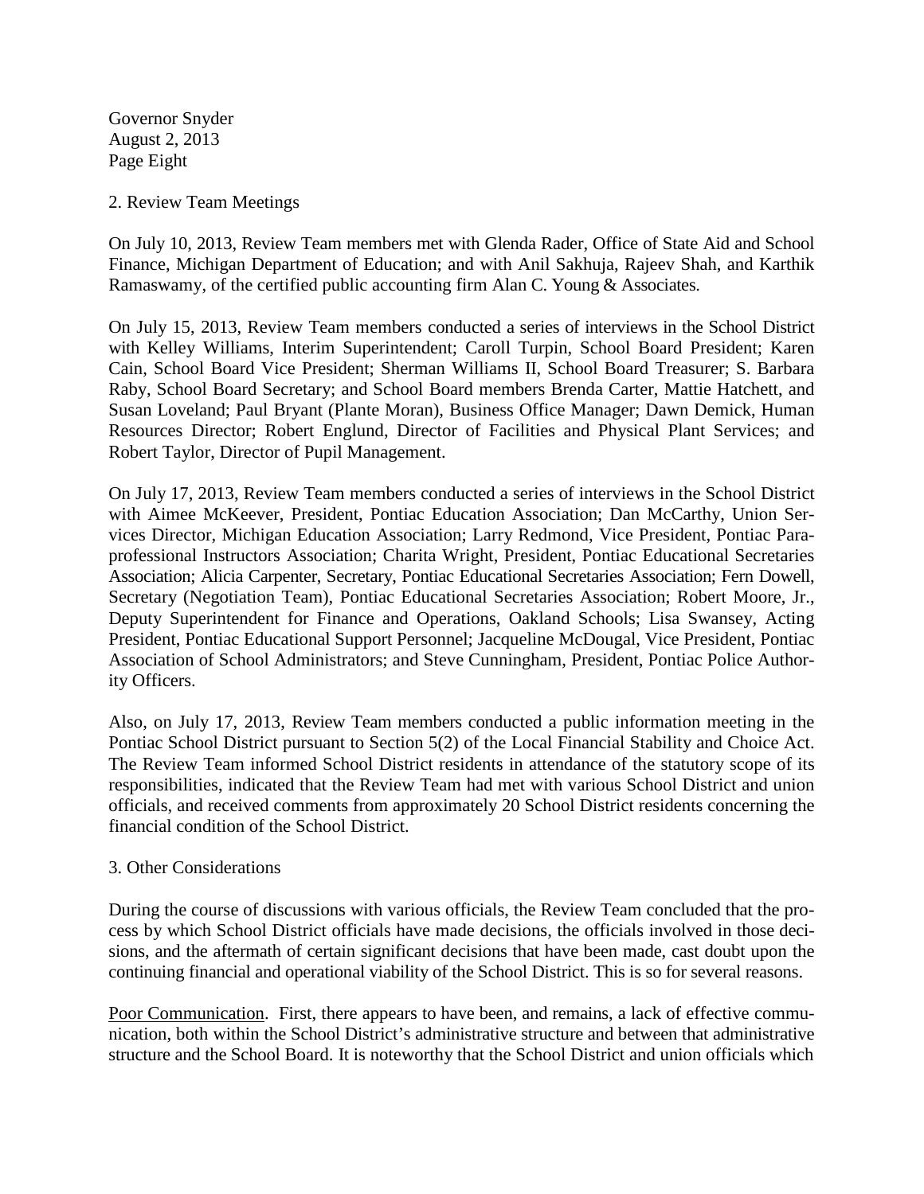2. Review Team Meetings

On July 10, 2013, Review Team members met with Glenda Rader, Office of State Aid and School Finance, Michigan Department of Education; and with Anil Sakhuja, Rajeev Shah, and Karthik Ramaswamy, of the certified public accounting firm Alan C. Young & Associates.

On July 15, 2013, Review Team members conducted a series of interviews in the School District with Kelley Williams, Interim Superintendent; Caroll Turpin, School Board President; Karen Cain, School Board Vice President; Sherman Williams II, School Board Treasurer; S. Barbara Raby, School Board Secretary; and School Board members Brenda Carter, Mattie Hatchett, and Susan Loveland; Paul Bryant (Plante Moran), Business Office Manager; Dawn Demick, Human Resources Director; Robert Englund, Director of Facilities and Physical Plant Services; and Robert Taylor, Director of Pupil Management.

On July 17, 2013, Review Team members conducted a series of interviews in the School District with Aimee McKeever, President, Pontiac Education Association; Dan McCarthy, Union Services Director, Michigan Education Association; Larry Redmond, Vice President, Pontiac Paraprofessional Instructors Association; Charita Wright, President, Pontiac Educational Secretaries Association; Alicia Carpenter, Secretary, Pontiac Educational Secretaries Association; Fern Dowell, Secretary (Negotiation Team), Pontiac Educational Secretaries Association; Robert Moore, Jr., Deputy Superintendent for Finance and Operations, Oakland Schools; Lisa Swansey, Acting President, Pontiac Educational Support Personnel; Jacqueline McDougal, Vice President, Pontiac Association of School Administrators; and Steve Cunningham, President, Pontiac Police Authority Officers.

Also, on July 17, 2013, Review Team members conducted a public information meeting in the Pontiac School District pursuant to Section 5(2) of the Local Financial Stability and Choice Act. The Review Team informed School District residents in attendance of the statutory scope of its responsibilities, indicated that the Review Team had met with various School District and union officials, and received comments from approximately 20 School District residents concerning the financial condition of the School District.

3. Other Considerations

During the course of discussions with various officials, the Review Team concluded that the process by which School District officials have made decisions, the officials involved in those decisions, and the aftermath of certain significant decisions that have been made, cast doubt upon the continuing financial and operational viability of the School District. This is so for several reasons.

Poor Communication. First, there appears to have been, and remains, a lack of effective communication, both within the School District's administrative structure and between that administrative structure and the School Board. It is noteworthy that the School District and union officials which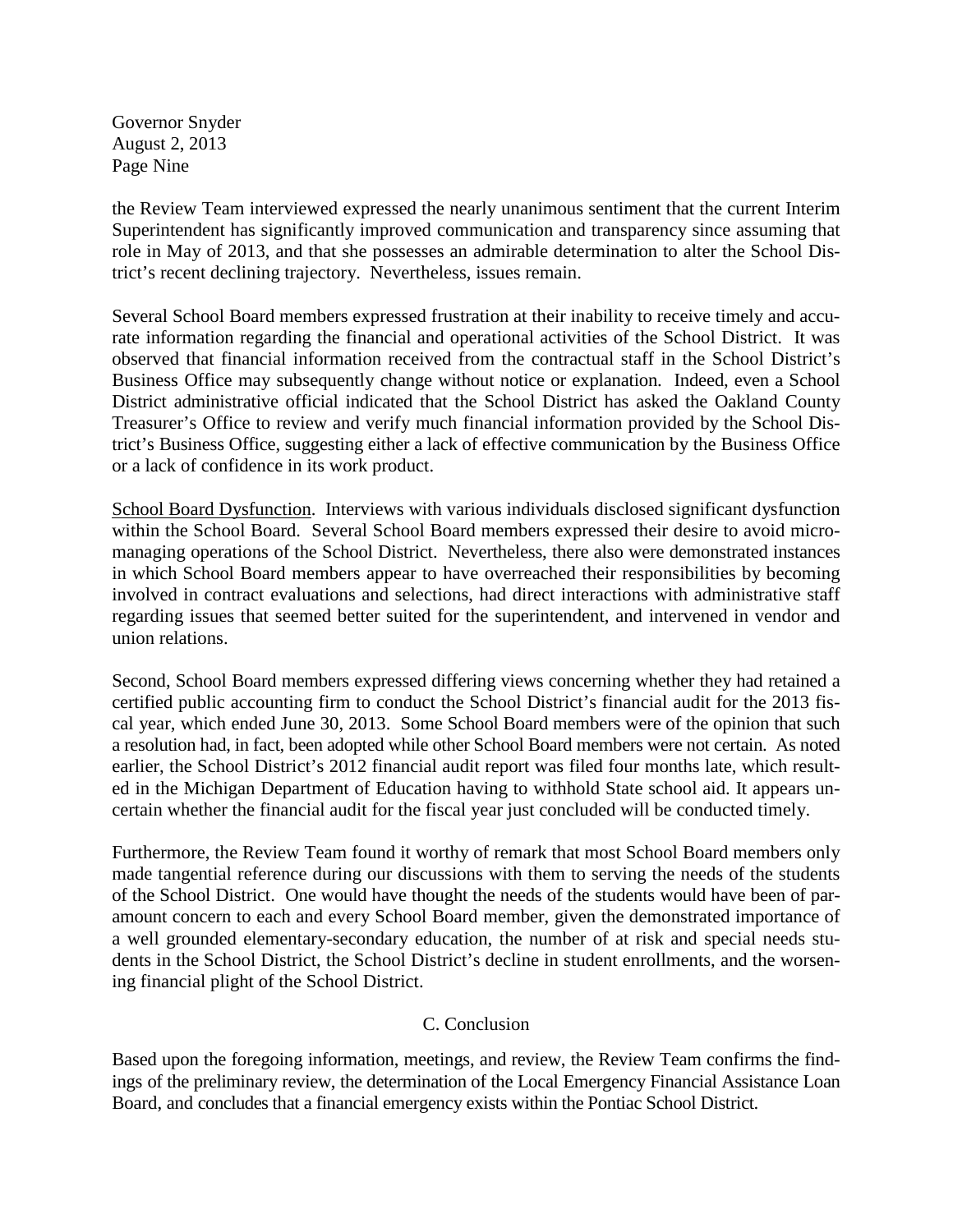the Review Team interviewed expressed the nearly unanimous sentiment that the current Interim Superintendent has significantly improved communication and transparency since assuming that role in May of 2013, and that she possesses an admirable determination to alter the School District's recent declining trajectory. Nevertheless, issues remain.

Several School Board members expressed frustration at their inability to receive timely and accurate information regarding the financial and operational activities of the School District. It was observed that financial information received from the contractual staff in the School District's Business Office may subsequently change without notice or explanation. Indeed, even a School District administrative official indicated that the School District has asked the Oakland County Treasurer's Office to review and verify much financial information provided by the School District's Business Office, suggesting either a lack of effective communication by the Business Office or a lack of confidence in its work product.

<u>School Board Dysfunction</u>. Interviews with various individuals disclosed significant dysfunction within the School Board. Several School Board members expressed their desire to avoid micromanaging operations of the School District. Nevertheless, there also were demonstrated instances in which School Board members appear to have overreached their responsibilities by becoming involved in contract evaluations and selections, had direct interactions with administrative staff regarding issues that seemed better suited for the superintendent, and intervened in vendor and union relations.

Second, School Board members expressed differing views concerning whether they had retained a certified public accounting firm to conduct the School District's financial audit for the 2013 fiscal year, which ended June 30, 2013. Some School Board members were of the opinion that such a resolution had, in fact, been adopted while other School Board members were not certain. As noted earlier, the School District's 2012 financial audit report was filed four months late, which resulted in the Michigan Department of Education having to withhold State school aid. It appears uncertain whether the financial audit for the fiscal year just concluded will be conducted timely.

Furthermore, the Review Team found it worthy of remark that most School Board members only made tangential reference during our discussions with them to serving the needs of the students of the School District. One would have thought the needs of the students would have been of paramount concern to each and every School Board member, given the demonstrated importance of a well grounded elementary-secondary education, the number of at risk and special needs students in the School District, the School District's decline in student enrollments, and the worsening financial plight of the School District.

## C. Conclusion

Based upon the foregoing information, meetings, and review, the Review Team confirms the findings of the preliminary review, the determination of the Local Emergency Financial Assistance Loan Board, and concludes that a financial emergency exists within the Pontiac School District.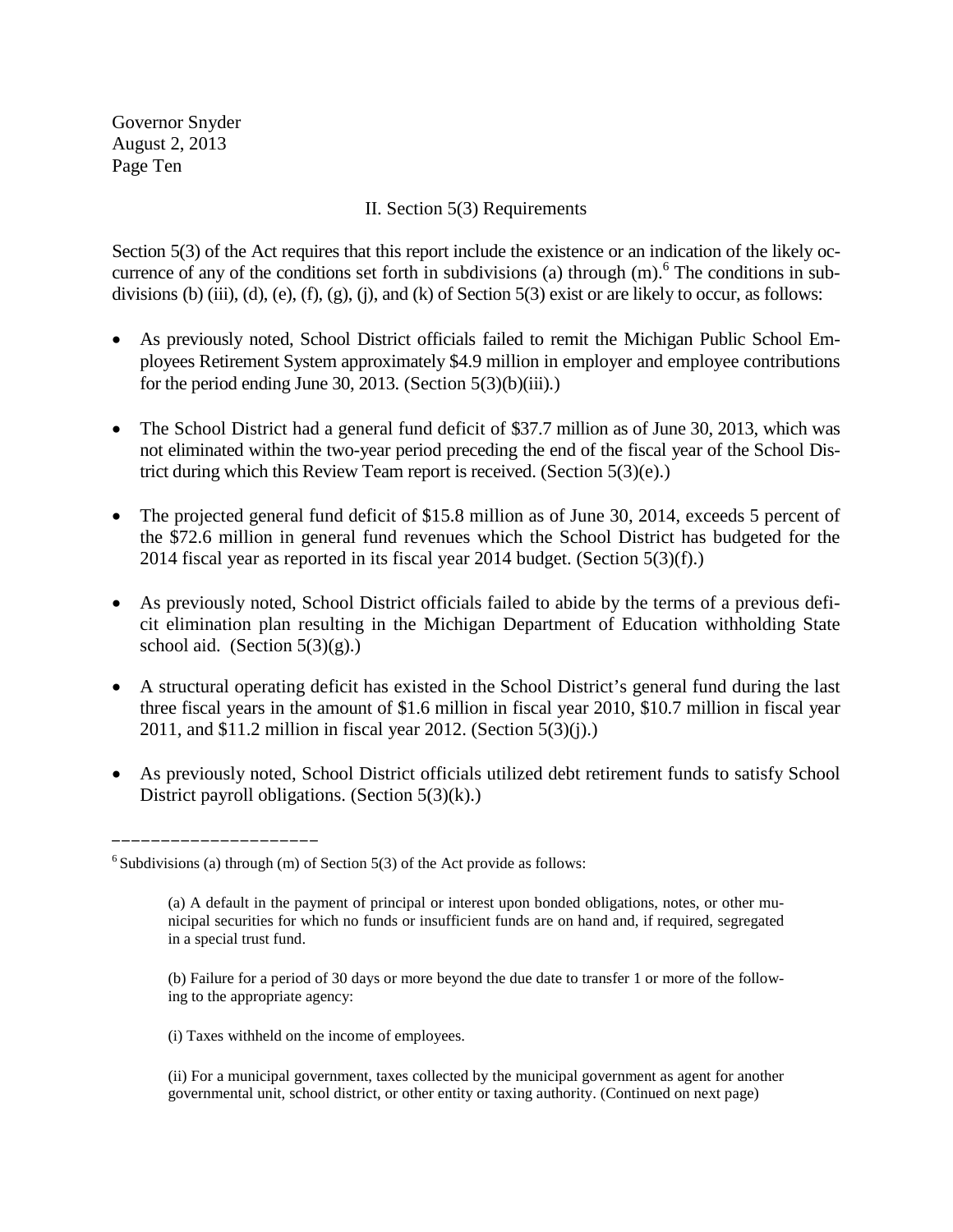Governor Snyder
August 2, 2013
Page Ten

## II. Section 5(3) Requirements

Section 5(3) of the Act requires that this report include the existence or an indication of the likely occurrence of any of the conditions set forth in subdivisions (a) through (m).[6] The conditions in subdivisions (b) (iii), (d), (e), (f), (g), (j), and (k) of Section 5(3) exist or are likely to occur, as follows:

- As previously noted, School District officials failed to remit the Michigan Public School Employees Retirement System approximately $4.9 million in employer and employee contributions for the period ending June 30, 2013. (Section 5(3)(b)(iii).)

- The School District had a general fund deficit of $37.7 million as of June 30, 2013, which was not eliminated within the two-year period preceding the end of the fiscal year of the School District during which this Review Team report is received. (Section 5(3)(e).)

- The projected general fund deficit of $15.8 million as of June 30, 2014, exceeds 5 percent of the $72.6 million in general fund revenues which the School District has budgeted for the 2014 fiscal year as reported in its fiscal year 2014 budget. (Section 5(3)(f).)

- As previously noted, School District officials failed to abide by the terms of a previous deficit elimination plan resulting in the Michigan Department of Education withholding State school aid. (Section 5(3)(g).)

- A structural operating deficit has existed in the School District's general fund during the last three fiscal years in the amount of $1.6 million in fiscal year 2010, $10.7 million in fiscal year 2011, and $11.2 million in fiscal year 2012. (Section 5(3)(j).)

- As previously noted, School District officials utilized debt retirement funds to satisfy School District payroll obligations. (Section 5(3)(k).)

---

[6] Subdivisions (a) through (m) of Section 5(3) of the Act provide as follows:

> (a) A default in the payment of principal or interest upon bonded obligations, notes, or other municipal securities for which no funds or insufficient funds are on hand and, if required, segregated in a special trust fund.
>
> (b) Failure for a period of 30 days or more beyond the due date to transfer 1 or more of the following to the appropriate agency:
>
> (i) Taxes withheld on the income of employees.
>
> (ii) For a municipal government, taxes collected by the municipal government as agent for another governmental unit, school district, or other entity or taxing authority. (Continued on next page)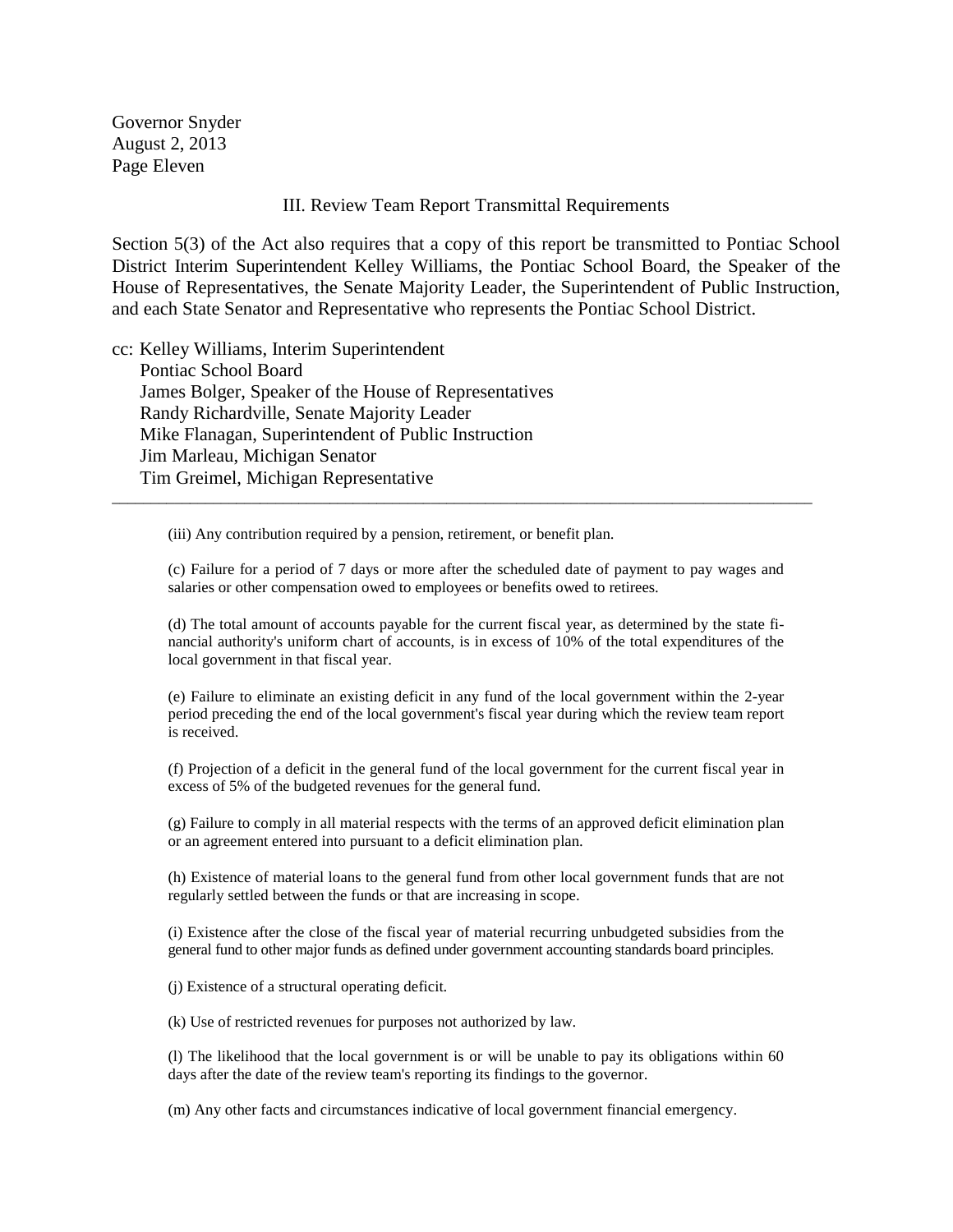### III. Review Team Report Transmittal Requirements

Section 5(3) of the Act also requires that a copy of this report be transmitted to Pontiac School District Interim Superintendent Kelley Williams, the Pontiac School Board, the Speaker of the House of Representatives, the Senate Majority Leader, the Superintendent of Public Instruction, and each State Senator and Representative who represents the Pontiac School District.

cc: Kelley Williams, Interim Superintendent
Pontiac School Board
James Bolger, Speaker of the House of Representatives
Randy Richardville, Senate Majority Leader
Mike Flanagan, Superintendent of Public Instruction
Jim Marleau, Michigan Senator
Tim Greimel, Michigan Representative

---

(iii) Any contribution required by a pension, retirement, or benefit plan.

(c) Failure for a period of 7 days or more after the scheduled date of payment to pay wages and salaries or other compensation owed to employees or benefits owed to retirees.

(d) The total amount of accounts payable for the current fiscal year, as determined by the state financial authority's uniform chart of accounts, is in excess of 10% of the total expenditures of the local government in that fiscal year.

(e) Failure to eliminate an existing deficit in any fund of the local government within the 2-year period preceding the end of the local government's fiscal year during which the review team report is received.

(f) Projection of a deficit in the general fund of the local government for the current fiscal year in excess of 5% of the budgeted revenues for the general fund.

(g) Failure to comply in all material respects with the terms of an approved deficit elimination plan or an agreement entered into pursuant to a deficit elimination plan.

(h) Existence of material loans to the general fund from other local government funds that are not regularly settled between the funds or that are increasing in scope.

(i) Existence after the close of the fiscal year of material recurring unbudgeted subsidies from the general fund to other major funds as defined under government accounting standards board principles.

(j) Existence of a structural operating deficit.

(k) Use of restricted revenues for purposes not authorized by law.

(l) The likelihood that the local government is or will be unable to pay its obligations within 60 days after the date of the review team's reporting its findings to the governor.

(m) Any other facts and circumstances indicative of local government financial emergency.